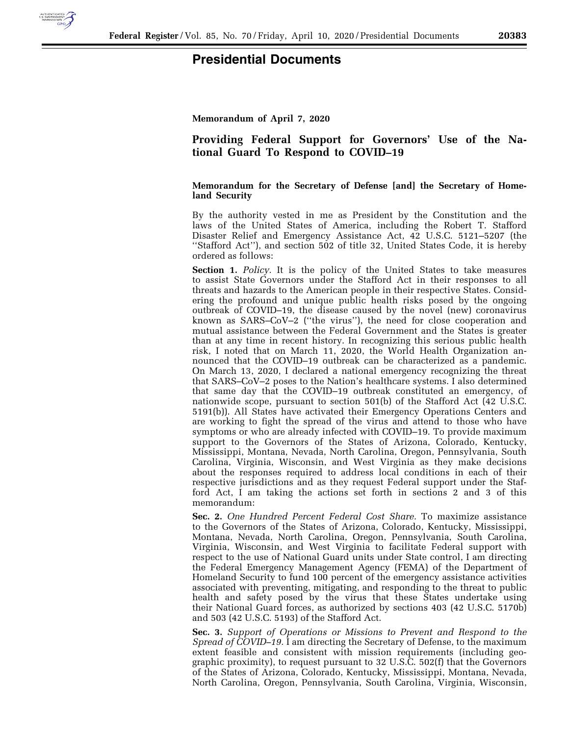# Presidential Documents

**Memorandum of April 7, 2020**

## Providing Federal Support for Governors' Use of the National Guard To Respond to COVID–19

**Memorandum for the Secretary of Defense [and] the Secretary of Homeland Security**

By the authority vested in me as President by the Constitution and the laws of the United States of America, including the Robert T. Stafford Disaster Relief and Emergency Assistance Act, 42 U.S.C. 5121–5207 (the ''Stafford Act''), and section 502 of title 32, United States Code, it is hereby ordered as follows:

**Section 1.** *Policy.* It is the policy of the United States to take measures to assist State Governors under the Stafford Act in their responses to all threats and hazards to the American people in their respective States. Considering the profound and unique public health risks posed by the ongoing outbreak of COVID–19, the disease caused by the novel (new) coronavirus known as SARS–CoV–2 (''the virus''), the need for close cooperation and mutual assistance between the Federal Government and the States is greater than at any time in recent history. In recognizing this serious public health risk, I noted that on March 11, 2020, the World Health Organization announced that the COVID–19 outbreak can be characterized as a pandemic. On March 13, 2020, I declared a national emergency recognizing the threat that SARS–CoV–2 poses to the Nation's healthcare systems. I also determined that same day that the COVID–19 outbreak constituted an emergency, of nationwide scope, pursuant to section 501(b) of the Stafford Act (42 U.S.C. 5191(b)). All States have activated their Emergency Operations Centers and are working to fight the spread of the virus and attend to those who have symptoms or who are already infected with COVID–19. To provide maximum support to the Governors of the States of Arizona, Colorado, Kentucky, Mississippi, Montana, Nevada, North Carolina, Oregon, Pennsylvania, South Carolina, Virginia, Wisconsin, and West Virginia as they make decisions about the responses required to address local conditions in each of their respective jurisdictions and as they request Federal support under the Stafford Act, I am taking the actions set forth in sections 2 and 3 of this memorandum:

**Sec. 2.** *One Hundred Percent Federal Cost Share.* To maximize assistance to the Governors of the States of Arizona, Colorado, Kentucky, Mississippi, Montana, Nevada, North Carolina, Oregon, Pennsylvania, South Carolina, Virginia, Wisconsin, and West Virginia to facilitate Federal support with respect to the use of National Guard units under State control, I am directing the Federal Emergency Management Agency (FEMA) of the Department of Homeland Security to fund 100 percent of the emergency assistance activities associated with preventing, mitigating, and responding to the threat to public health and safety posed by the virus that these States undertake using their National Guard forces, as authorized by sections 403 (42 U.S.C. 5170b) and 503 (42 U.S.C. 5193) of the Stafford Act.

**Sec. 3.** *Support of Operations or Missions to Prevent and Respond to the Spread of COVID–19.* I am directing the Secretary of Defense, to the maximum extent feasible and consistent with mission requirements (including geographic proximity), to request pursuant to 32 U.S.C. 502(f) that the Governors of the States of Arizona, Colorado, Kentucky, Mississippi, Montana, Nevada, North Carolina, Oregon, Pennsylvania, South Carolina, Virginia, Wisconsin,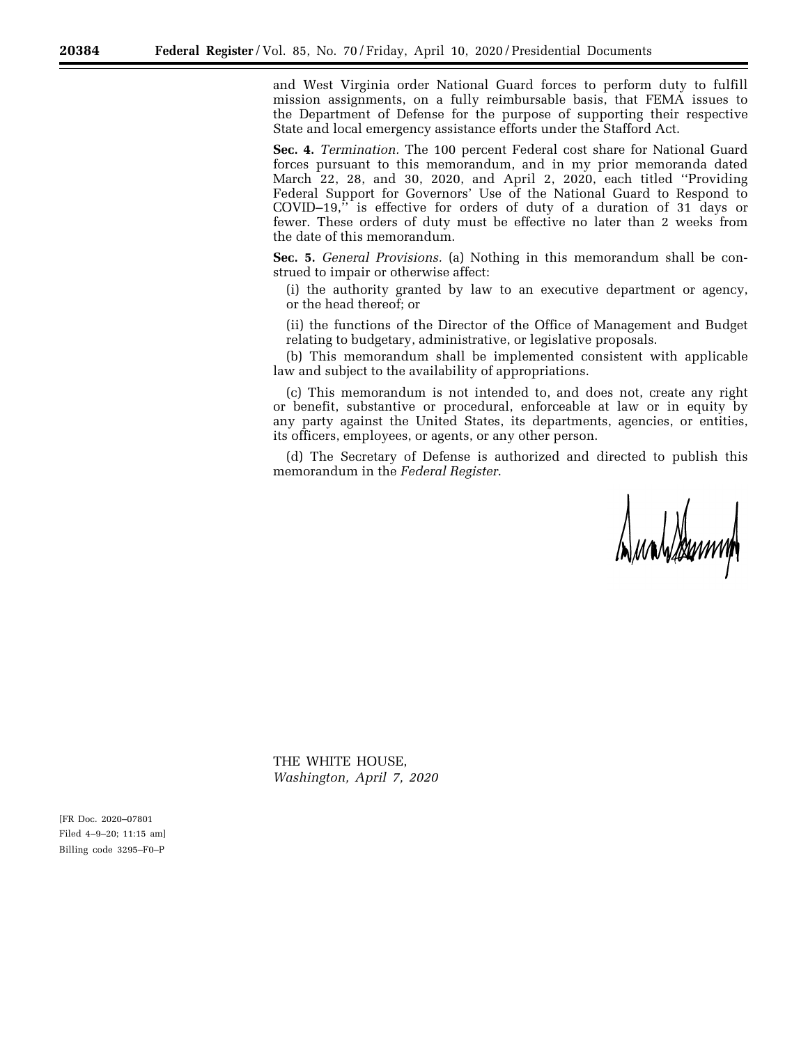and West Virginia order National Guard forces to perform duty to fulfill mission assignments, on a fully reimbursable basis, that FEMA issues to the Department of Defense for the purpose of supporting their respective State and local emergency assistance efforts under the Stafford Act.

**Sec. 4.** *Termination.* The 100 percent Federal cost share for National Guard forces pursuant to this memorandum, and in my prior memoranda dated March 22, 28, and 30, 2020, and April 2, 2020, each titled ''Providing Federal Support for Governors' Use of the National Guard to Respond to COVID–19,'' is effective for orders of duty of a duration of 31 days or fewer. These orders of duty must be effective no later than 2 weeks from the date of this memorandum.

**Sec. 5.** *General Provisions.* (a) Nothing in this memorandum shall be construed to impair or otherwise affect:

(i) the authority granted by law to an executive department or agency, or the head thereof; or

(ii) the functions of the Director of the Office of Management and Budget relating to budgetary, administrative, or legislative proposals.

(b) This memorandum shall be implemented consistent with applicable law and subject to the availability of appropriations.

(c) This memorandum is not intended to, and does not, create any right or benefit, substantive or procedural, enforceable at law or in equity by any party against the United States, its departments, agencies, or entities, its officers, employees, or agents, or any other person.

(d) The Secretary of Defense is authorized and directed to publish this memorandum in the *Federal Register*.

THE WHITE HOUSE,
*Washington, April 7, 2020*

[FR Doc. 2020–07801
Filed 4–9–20; 11:15 am]
Billing code 3295–F0–P